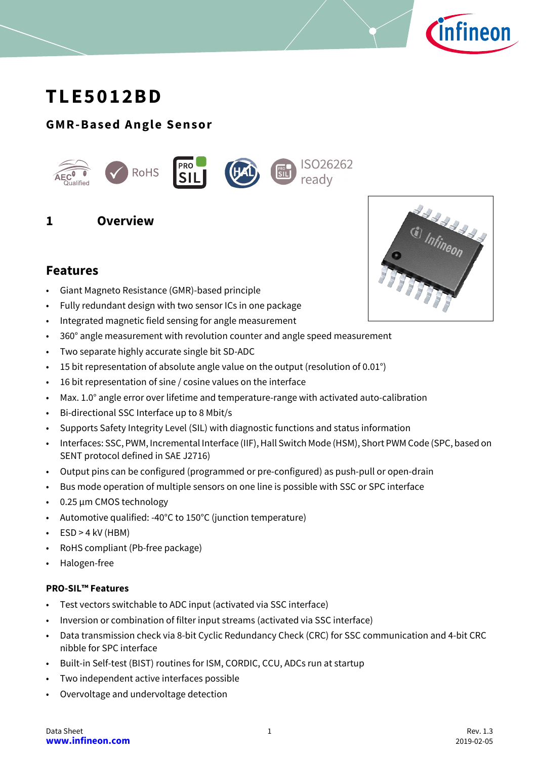# TLE5012BD

## GMR-Based Angle Sensor

## 1 Overview

### Features

- Giant Magneto Resistance (GMR)-based principle
- Fully redundant design with two sensor ICs in one package
- Integrated magnetic field sensing for angle measurement
- 360° angle measurement with revolution counter and angle speed measurement
- Two separate highly accurate single bit SD-ADC
- 15 bit representation of absolute angle value on the output (resolution of 0.01°)
- 16 bit representation of sine / cosine values on the interface
- Max. 1.0° angle error over lifetime and temperature-range with activated auto-calibration
- Bi-directional SSC Interface up to 8 Mbit/s
- Supports Safety Integrity Level (SIL) with diagnostic functions and status information
- Interfaces: SSC, PWM, Incremental Interface (IIF), Hall Switch Mode (HSM), Short PWM Code (SPC, based on SENT protocol defined in SAE J2716)
- Output pins can be configured (programmed or pre-configured) as push-pull or open-drain
- Bus mode operation of multiple sensors on one line is possible with SSC or SPC interface
- 0.25 µm CMOS technology
- Automotive qualified: -40°C to 150°C (junction temperature)
- ESD > 4 kV (HBM)
- RoHS compliant (Pb-free package)
- Halogen-free

**PRO-SIL™ Features**

- Test vectors switchable to ADC input (activated via SSC interface)
- Inversion or combination of filter input streams (activated via SSC interface)
- Data transmission check via 8-bit Cyclic Redundancy Check (CRC) for SSC communication and 4-bit CRC nibble for SPC interface
- Built-in Self-test (BIST) routines for ISM, CORDIC, CCU, ADCs run at startup
- Two independent active interfaces possible
- Overvoltage and undervoltage detection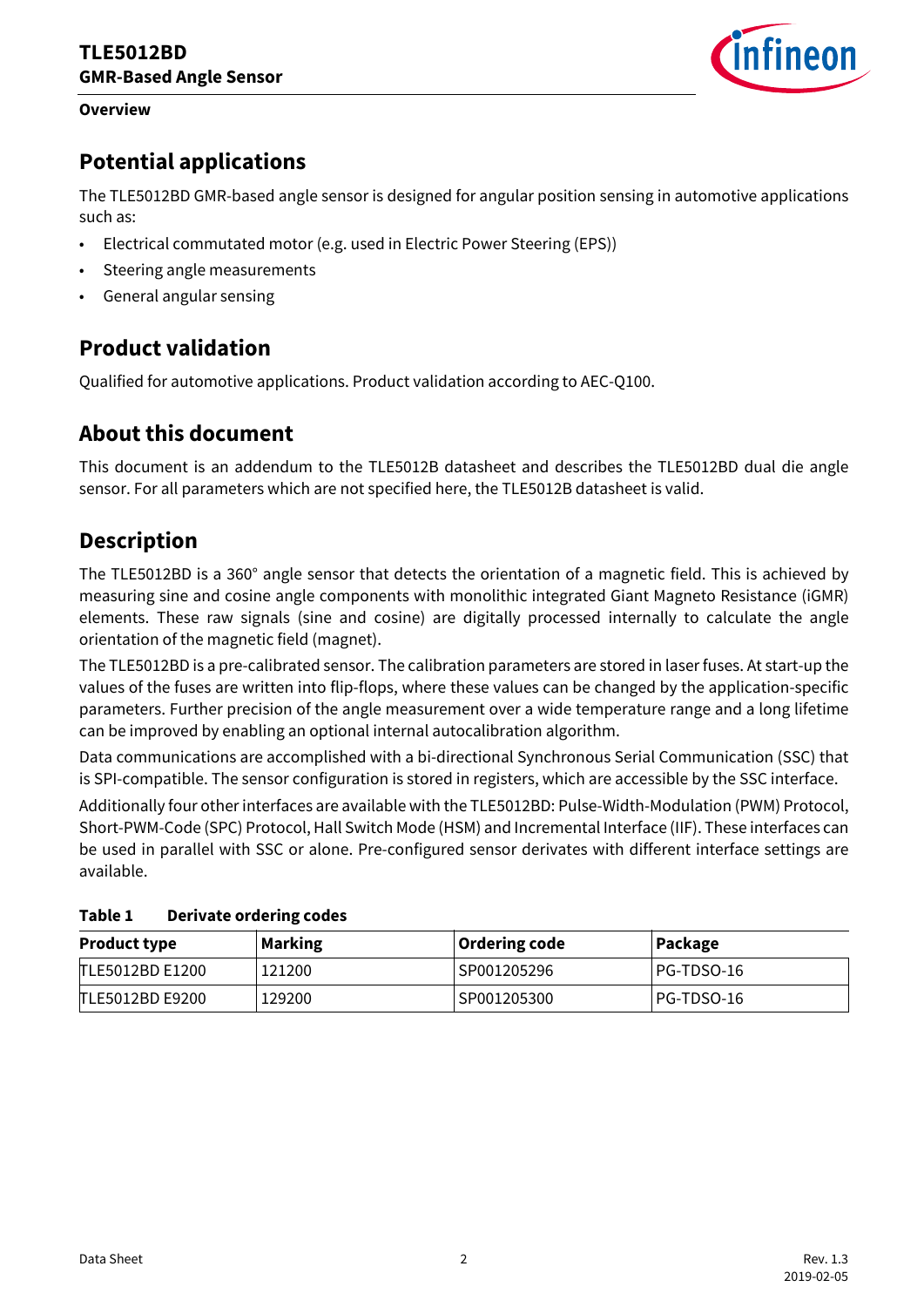## Overview

## Potential applications

The TLE5012BD GMR-based angle sensor is designed for angular position sensing in automotive applications such as:

- Electrical commutated motor (e.g. used in Electric Power Steering (EPS))
- Steering angle measurements
- General angular sensing

## Product validation

Qualified for automotive applications. Product validation according to AEC-Q100.

## About this document

This document is an addendum to the TLE5012B datasheet and describes the TLE5012BD dual die angle sensor. For all parameters which are not specified here, the TLE5012B datasheet is valid.

## Description

The TLE5012BD is a 360° angle sensor that detects the orientation of a magnetic field. This is achieved by measuring sine and cosine angle components with monolithic integrated Giant Magneto Resistance (iGMR) elements. These raw signals (sine and cosine) are digitally processed internally to calculate the angle orientation of the magnetic field (magnet).

The TLE5012BD is a pre-calibrated sensor. The calibration parameters are stored in laser fuses. At start-up the values of the fuses are written into flip-flops, where these values can be changed by the application-specific parameters. Further precision of the angle measurement over a wide temperature range and a long lifetime can be improved by enabling an optional internal autocalibration algorithm.

Data communications are accomplished with a bi-directional Synchronous Serial Communication (SSC) that is SPI-compatible. The sensor configuration is stored in registers, which are accessible by the SSC interface.

Additionally four other interfaces are available with the TLE5012BD: Pulse-Width-Modulation (PWM) Protocol, Short-PWM-Code (SPC) Protocol, Hall Switch Mode (HSM) and Incremental Interface (IIF). These interfaces can be used in parallel with SSC or alone. Pre-configured sensor derivates with different interface settings are available.

**Table 1 Derivate ordering codes**

| Product type | Marking | Ordering code | Package |
|---|---|---|---|
| TLE5012BD E1200 | 121200 | SP001205296 | PG-TDSO-16 |
| TLE5012BD E9200 | 129200 | SP001205300 | PG-TDSO-16 |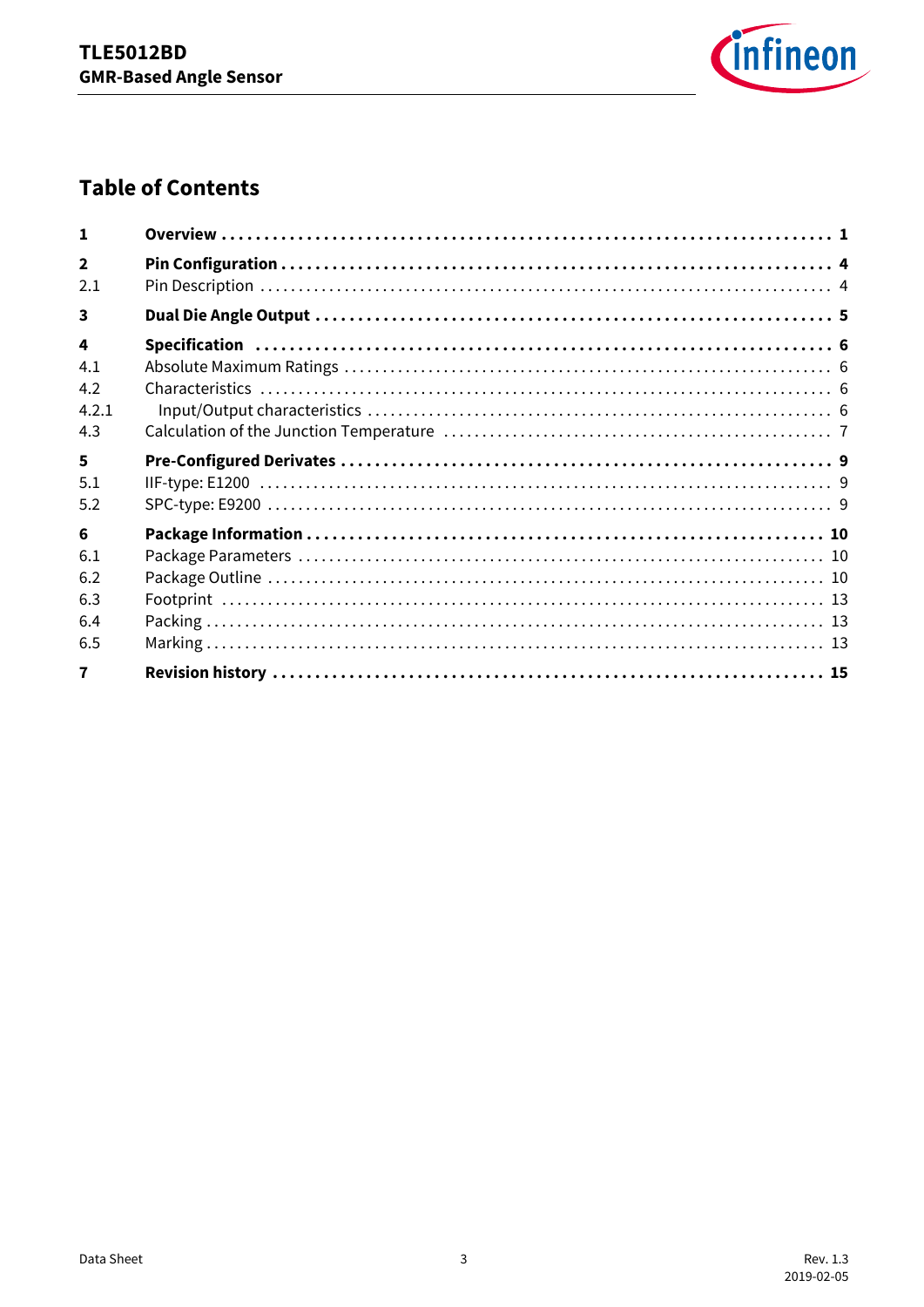## Table of Contents

| | | |
|---|---|---|
| **1** | **Overview** | **1** |
| **2** | **Pin Configuration** | **4** |
| 2.1 | Pin Description | 4 |
| **3** | **Dual Die Angle Output** | **5** |
| **4** | **Specification** | **6** |
| 4.1 | Absolute Maximum Ratings | 6 |
| 4.2 | Characteristics | 6 |
| 4.2.1 | Input/Output characteristics | 6 |
| 4.3 | Calculation of the Junction Temperature | 7 |
| **5** | **Pre-Configured Derivates** | **9** |
| 5.1 | IIF-type: E1200 | 9 |
| 5.2 | SPC-type: E9200 | 9 |
| **6** | **Package Information** | **10** |
| 6.1 | Package Parameters | 10 |
| 6.2 | Package Outline | 10 |
| 6.3 | Footprint | 13 |
| 6.4 | Packing | 13 |
| 6.5 | Marking | 13 |
| **7** | **Revision history** | **15** |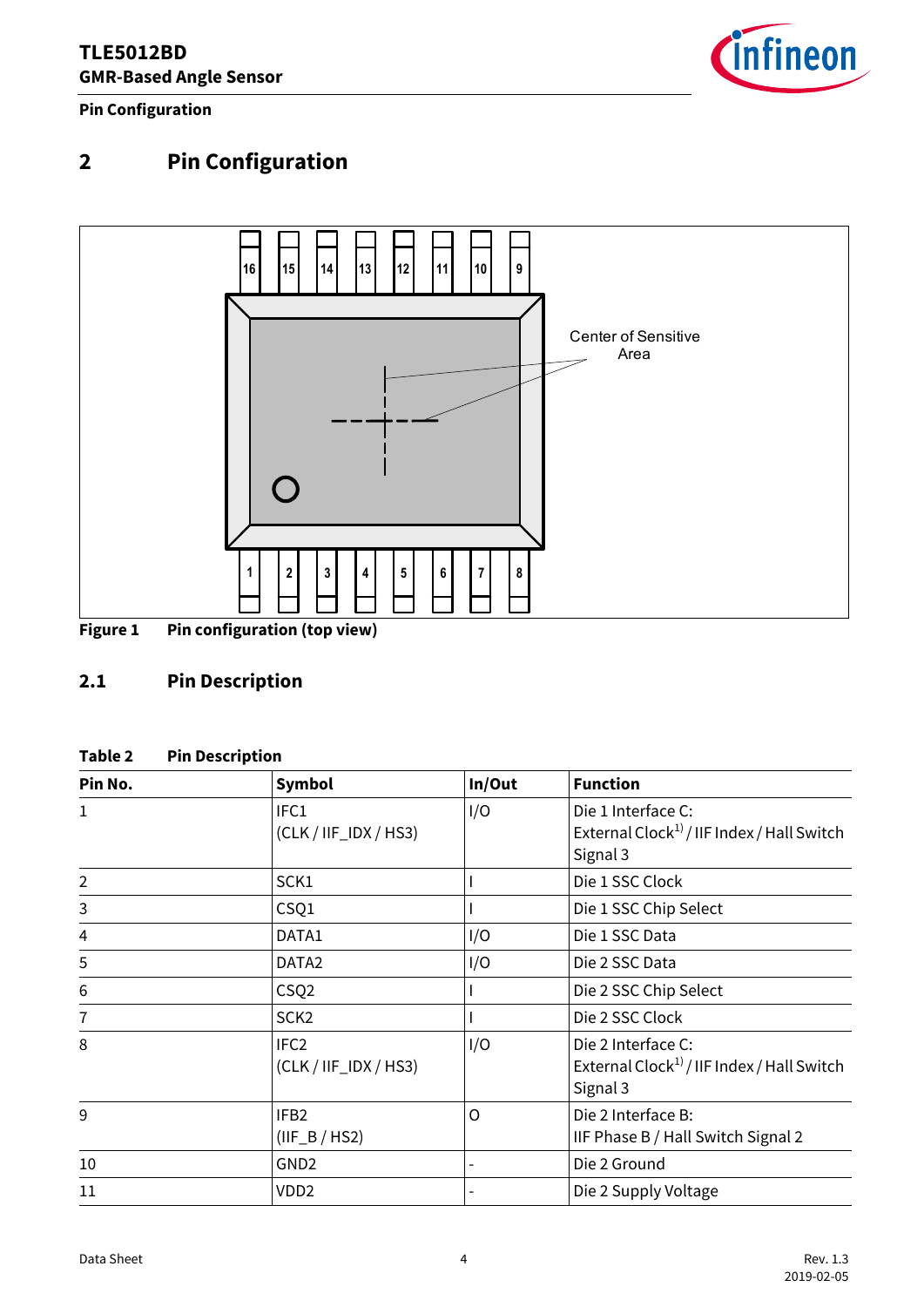# 2 Pin Configuration

Figure 1 Pin configuration (top view)

## 2.1 Pin Description

**Table 2 Pin Description**

| Pin No. | Symbol | In/Out | Function |
|---|---|---|---|
| 1 | IFC1 (CLK / IIF_IDX / HS3) | I/O | Die 1 Interface C: External Clock[1) ] / IIF Index / Hall Switch Signal 3 |
| 2 | SCK1 | I | Die 1 SSC Clock |
| 3 | CSQ1 | I | Die 1 SSC Chip Select |
| 4 | DATA1 | I/O | Die 1 SSC Data |
| 5 | DATA2 | I/O | Die 2 SSC Data |
| 6 | CSQ2 | I | Die 2 SSC Chip Select |
| 7 | SCK2 | I | Die 2 SSC Clock |
| 8 | IFC2 (CLK / IIF_IDX / HS3) | I/O | Die 2 Interface C: External Clock[1) ] / IIF Index / Hall Switch Signal 3 |
| 9 | IFB2 (IIF_B / HS2) | O | Die 2 Interface B: IIF Phase B / Hall Switch Signal 2 |
| 10 | GND2 | - | Die 2 Ground |
| 11 | VDD2 | - | Die 2 Supply Voltage |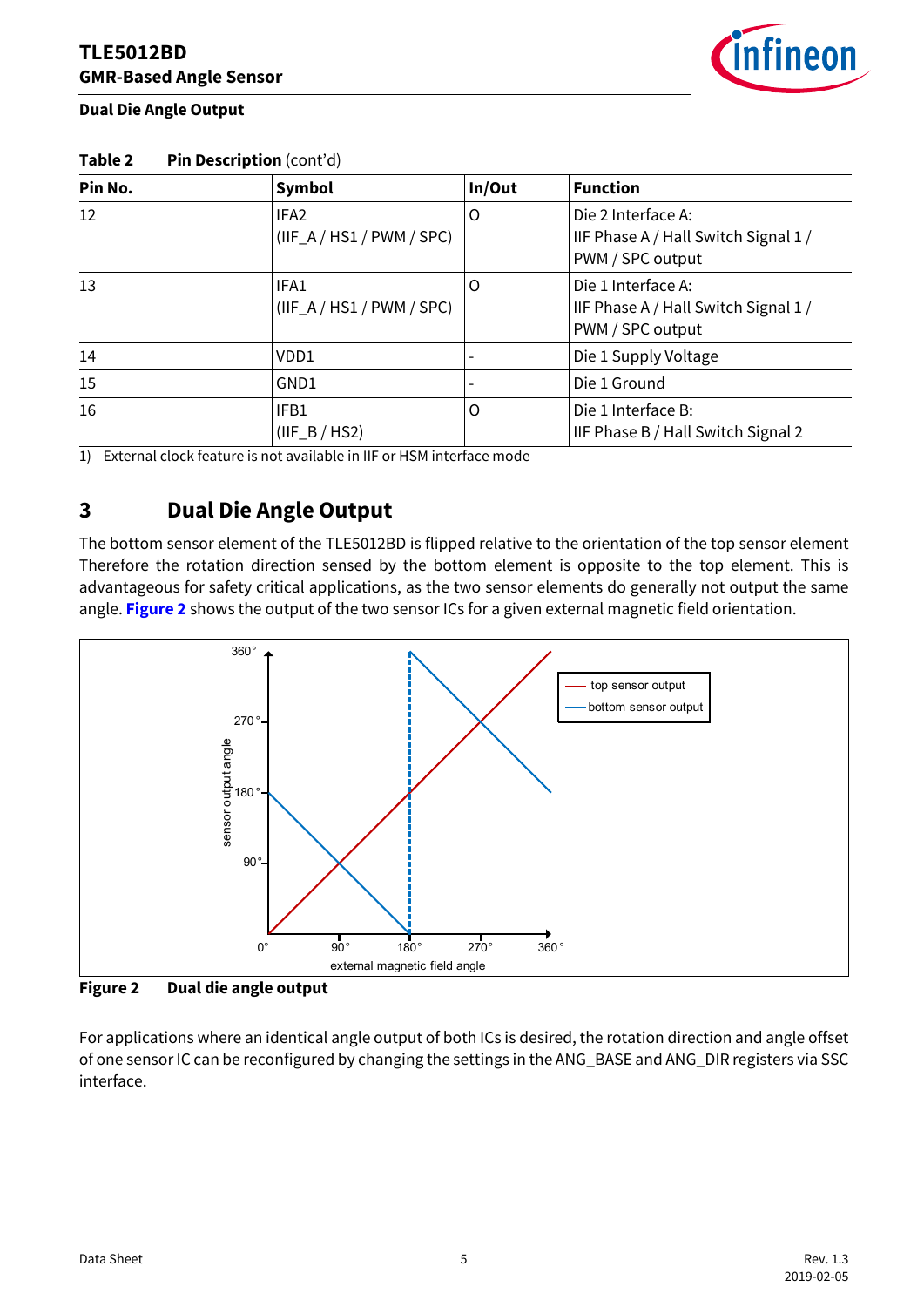**Table 2 Pin Description** (cont'd)

| Pin No. | Symbol | In/Out | Function |
|---|---|---|---|
| 12 | IFA2<br>(IIF_A / HS1 / PWM / SPC) | O | Die 2 Interface A:<br>IIF Phase A / Hall Switch Signal 1 /<br>PWM / SPC output |
| 13 | IFA1<br>(IIF_A / HS1 / PWM / SPC) | O | Die 1 Interface A:<br>IIF Phase A / Hall Switch Signal 1 /<br>PWM / SPC output |
| 14 | VDD1 | - | Die 1 Supply Voltage |
| 15 | GND1 | - | Die 1 Ground |
| 16 | IFB1<br>(IIF_B / HS2) | O | Die 1 Interface B:<br>IIF Phase B / Hall Switch Signal 2 |

1) External clock feature is not available in IIF or HSM interface mode

# 3 Dual Die Angle Output

The bottom sensor element of the TLE5012BD is flipped relative to the orientation of the top sensor element Therefore the rotation direction sensed by the bottom element is opposite to the top element. This is advantageous for safety critical applications, as the two sensor elements do generally not output the same angle. **Figure 2** shows the output of the two sensor ICs for a given external magnetic field orientation.

**Figure 2 Dual die angle output**

For applications where an identical angle output of both ICs is desired, the rotation direction and angle offset of one sensor IC can be reconfigured by changing the settings in the ANG_BASE and ANG_DIR registers via SSC interface.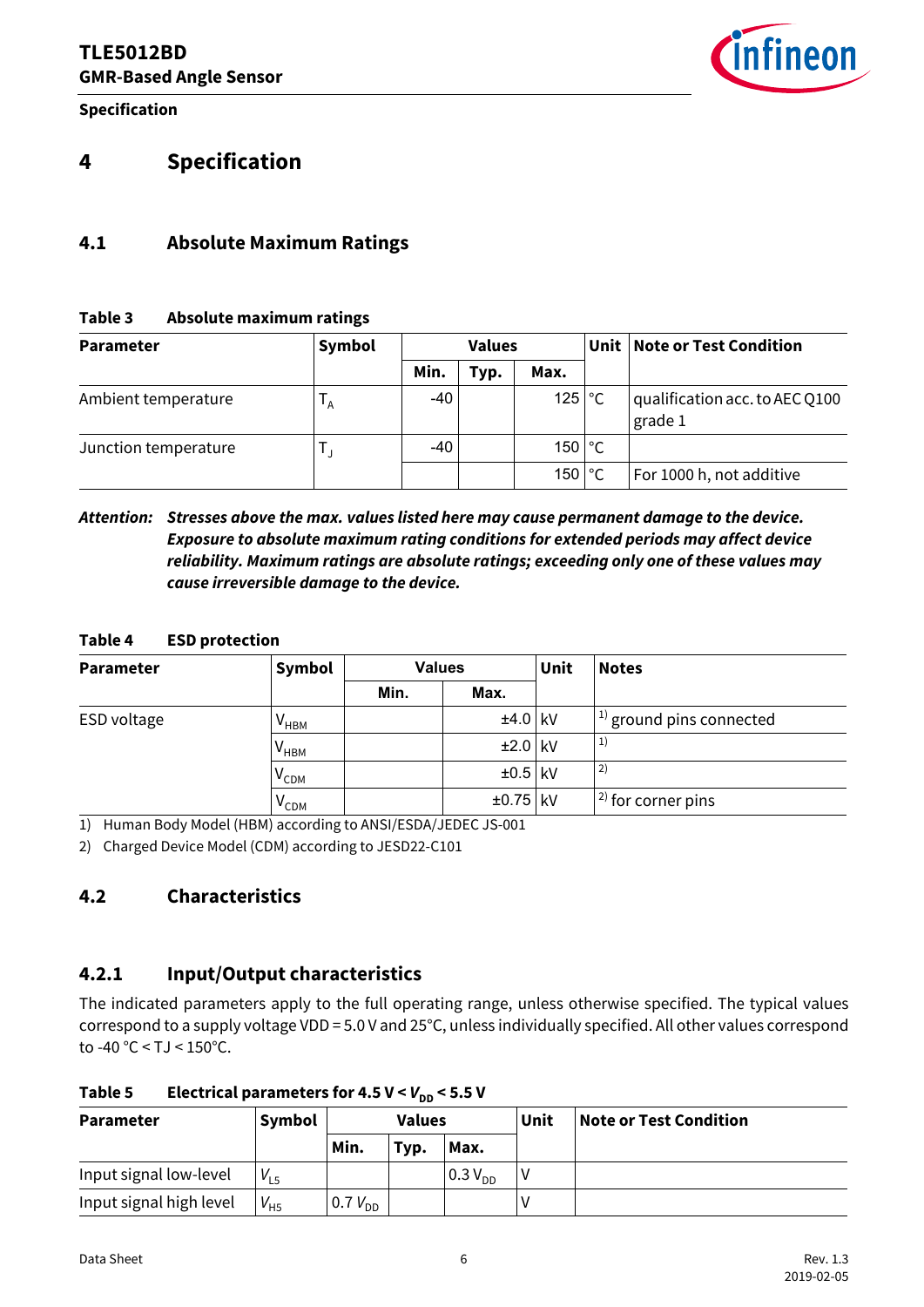# 4 Specification

## 4.1 Absolute Maximum Ratings

**Table 3 Absolute maximum ratings**

| Parameter | Symbol | Values | | | Unit | Note or Test Condition |
|---|---|---|---|---|---|---|
| | | Min. | Typ. | Max. | | |
| Ambient temperature | $T_A$ | -40 | | 125 | °C | qualification acc. to AEC Q100 grade 1 |
| Junction temperature | $T_J$ | -40 | | 150 | °C | |
| | | | | 150 | °C | For 1000 h, not additive |

*Attention:* ***Stresses above the max. values listed here may cause permanent damage to the device. Exposure to absolute maximum rating conditions for extended periods may affect device reliability. Maximum ratings are absolute ratings; exceeding only one of these values may cause irreversible damage to the device.***

**Table 4 ESD protection**

| Parameter | Symbol | Values | | Unit | Notes |
|---|---|---|---|---|---|
| | | Min. | Max. | | |
| ESD voltage | $V_{HBM}$ | | ±4.0 | kV | [1] ground pins connected |
| | $V_{HBM}$ | | ±2.0 | kV | [1] |
| | $V_{CDM}$ | | ±0.5 | kV | [2] |
| | $V_{CDM}$ | | ±0.75 | kV | [2] for corner pins |

1) Human Body Model (HBM) according to ANSI/ESDA/JEDEC JS-001

2) Charged Device Model (CDM) according to JESD22-C101

## 4.2 Characteristics

### 4.2.1 Input/Output characteristics

The indicated parameters apply to the full operating range, unless otherwise specified. The typical values correspond to a supply voltage VDD = 5.0 V and 25°C, unless individually specified. All other values correspond to -40 °C < TJ < 150°C.

**Table 5 Electrical parameters for 4.5 V < $V_{DD}$ < 5.5 V**

| Parameter | Symbol | Values | | | Unit | Note or Test Condition |
|---|---|---|---|---|---|---|
| | | Min. | Typ. | Max. | | |
| Input signal low-level | $V_{L5}$ | | | $0.3\ V_{DD}$ | V | |
| Input signal high level | $V_{H5}$ | $0.7\ V_{DD}$ | | | V | |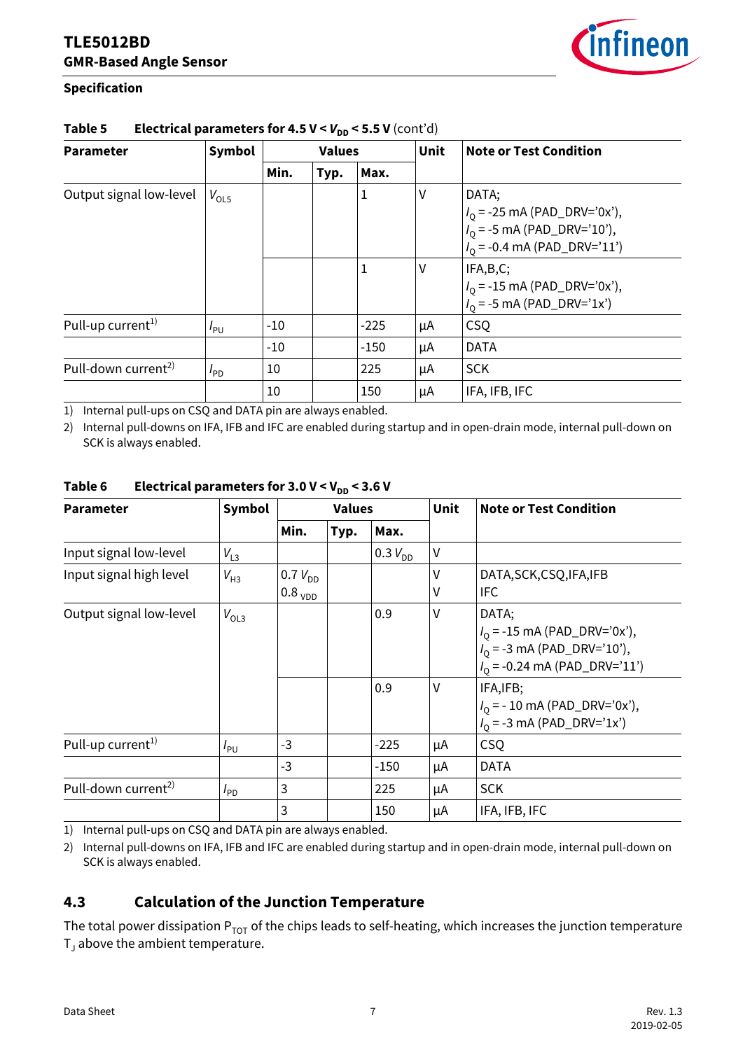**Specification**

**Table 5 Electrical parameters for 4.5 V < $V_{DD}$ < 5.5 V** (cont'd)

| Parameter | Symbol | Values | | | Unit | Note or Test Condition |
|---|---|---|---|---|---|---|
| | | Min. | Typ. | Max. | | |
| Output signal low-level | $V_{OL5}$ | | | 1 | V | DATA; $I_Q$ = -25 mA (PAD_DRV='0x'), $I_Q$ = -5 mA (PAD_DRV='10'), $I_Q$ = -0.4 mA (PAD_DRV='11') |
| | | | | 1 | V | IFA,B,C; $I_Q$ = -15 mA (PAD_DRV='0x'), $I_Q$ = -5 mA (PAD_DRV='1x') |
| Pull-up current[1] | $I_{PU}$ | -10 | | -225 | µA | CSQ |
| | | -10 | | -150 | µA | DATA |
| Pull-down current[2] | $I_{PD}$ | 10 | | 225 | µA | SCK |
| | | 10 | | 150 | µA | IFA, IFB, IFC |

1) Internal pull-ups on CSQ and DATA pin are always enabled.

2) Internal pull-downs on IFA, IFB and IFC are enabled during startup and in open-drain mode, internal pull-down on SCK is always enabled.

**Table 6 Electrical parameters for 3.0 V < $V_{DD}$ < 3.6 V**

| Parameter | Symbol | Values | | | Unit | Note or Test Condition |
|---|---|---|---|---|---|---|
| | | Min. | Typ. | Max. | | |
| Input signal low-level | $V_{L3}$ | | | 0.3 $V_{DD}$ | V | |
| Input signal high level | $V_{H3}$ | 0.7 $V_{DD}$<br>0.8 $_{VDD}$ | | | V<br>V | DATA,SCK,CSQ,IFA,IFB<br>IFC |
| Output signal low-level | $V_{OL3}$ | | | 0.9 | V | DATA; $I_Q$ = -15 mA (PAD_DRV='0x'), $I_Q$ = -3 mA (PAD_DRV='10'), $I_Q$ = -0.24 mA (PAD_DRV='11') |
| | | | | 0.9 | V | IFA,IFB; $I_Q$ = - 10 mA (PAD_DRV='0x'), $I_Q$ = -3 mA (PAD_DRV='1x') |
| Pull-up current[1] | $I_{PU}$ | -3 | | -225 | µA | CSQ |
| | | -3 | | -150 | µA | DATA |
| Pull-down current[2] | $I_{PD}$ | 3 | | 225 | µA | SCK |
| | | 3 | | 150 | µA | IFA, IFB, IFC |

1) Internal pull-ups on CSQ and DATA pin are always enabled.

2) Internal pull-downs on IFA, IFB and IFC are enabled during startup and in open-drain mode, internal pull-down on SCK is always enabled.

## 4.3 Calculation of the Junction Temperature

The total power dissipation $P_{TOT}$ of the chips leads to self-heating, which increases the junction temperature $T_J$ above the ambient temperature.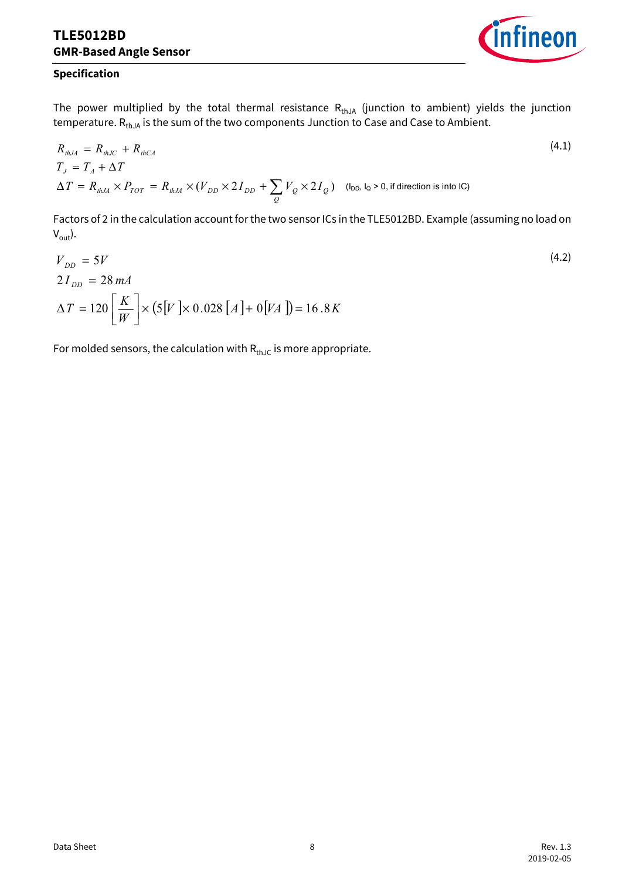The power multiplied by the total thermal resistance $R_{thJA}$ (junction to ambient) yields the junction temperature. $R_{thJA}$ is the sum of the two components Junction to Case and Case to Ambient.

$$R_{thJA} = R_{thJC} + R_{thCA}$$
$$T_J = T_A + \Delta T$$
$$\Delta T = R_{thJA} \times P_{TOT} = R_{thJA} \times (V_{DD} \times 2 I_{DD} + \sum_{Q} V_Q \times 2 I_Q) \quad \text{(}I_{DD}\text{, }I_Q > 0\text{, if direction is into IC)} \tag{4.1}$$

Factors of 2 in the calculation account for the two sensor ICs in the TLE5012BD. Example (assuming no load on $V_{out}$).

$$V_{DD} = 5V$$
$$2 I_{DD} = 28\,mA$$
$$\Delta T = 120\left[\frac{K}{W}\right] \times (5[V] \times 0.028\,[A] + 0[VA]) = 16.8\,K \tag{4.2}$$

For molded sensors, the calculation with $R_{thJC}$ is more appropriate.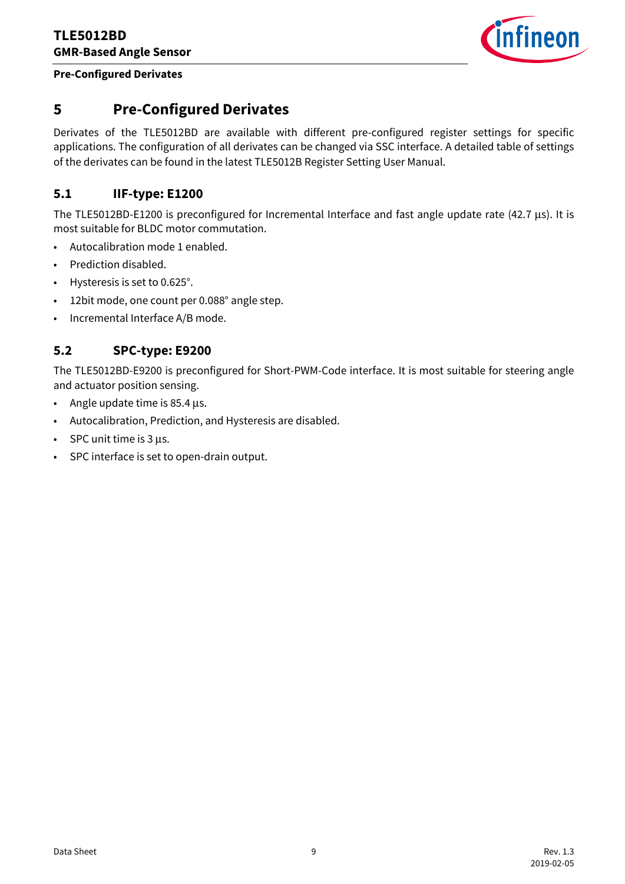# 5 Pre-Configured Derivates

Derivates of the TLE5012BD are available with different pre-configured register settings for specific applications. The configuration of all derivates can be changed via SSC interface. A detailed table of settings of the derivates can be found in the latest TLE5012B Register Setting User Manual.

## 5.1 IIF-type: E1200

The TLE5012BD-E1200 is preconfigured for Incremental Interface and fast angle update rate (42.7 µs). It is most suitable for BLDC motor commutation.

- Autocalibration mode 1 enabled.
- Prediction disabled.
- Hysteresis is set to 0.625°.
- 12bit mode, one count per 0.088° angle step.
- Incremental Interface A/B mode.

## 5.2 SPC-type: E9200

The TLE5012BD-E9200 is preconfigured for Short-PWM-Code interface. It is most suitable for steering angle and actuator position sensing.

- Angle update time is 85.4 µs.
- Autocalibration, Prediction, and Hysteresis are disabled.
- SPC unit time is 3 µs.
- SPC interface is set to open-drain output.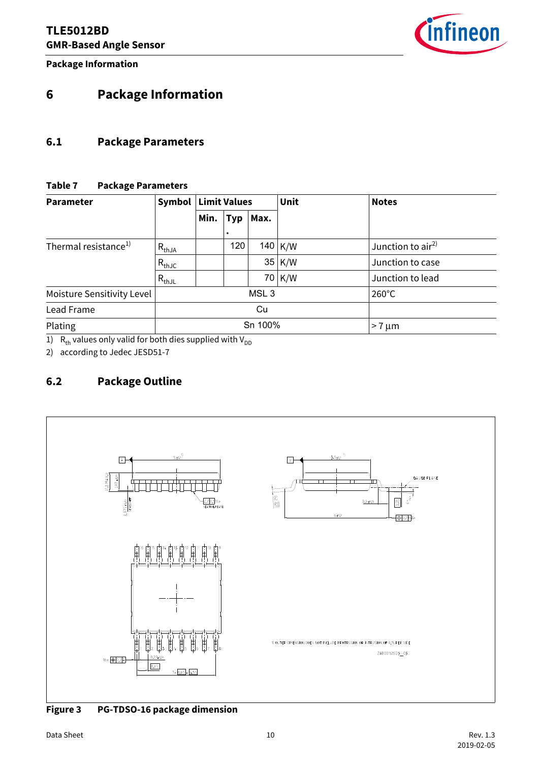# 6 Package Information

## 6.1 Package Parameters

**Table 7 Package Parameters**

| Parameter | Symbol | Limit Values | | | Unit | Notes |
|---|---|---|---|---|---|---|
| | | Min. | Typ. | Max. | | |
| Thermal resistance[1] | $R_{thJA}$ | | 120 | 140 | K/W | Junction to air[2] |
| | $R_{thJC}$ | | | 35 | K/W | Junction to case |
| | $R_{thJL}$ | | | 70 | K/W | Junction to lead |
| Moisture Sensitivity Level | MSL 3 | | | | | 260°C |
| Lead Frame | Cu | | | | | |
| Plating | Sn 100% | | | | | > 7 µm |

1) $R_{th}$ values only valid for both dies supplied with $V_{DD}$

2) according to Jedec JESD51-7

## 6.2 Package Outline

**Figure 3 PG-TDSO-16 package dimension**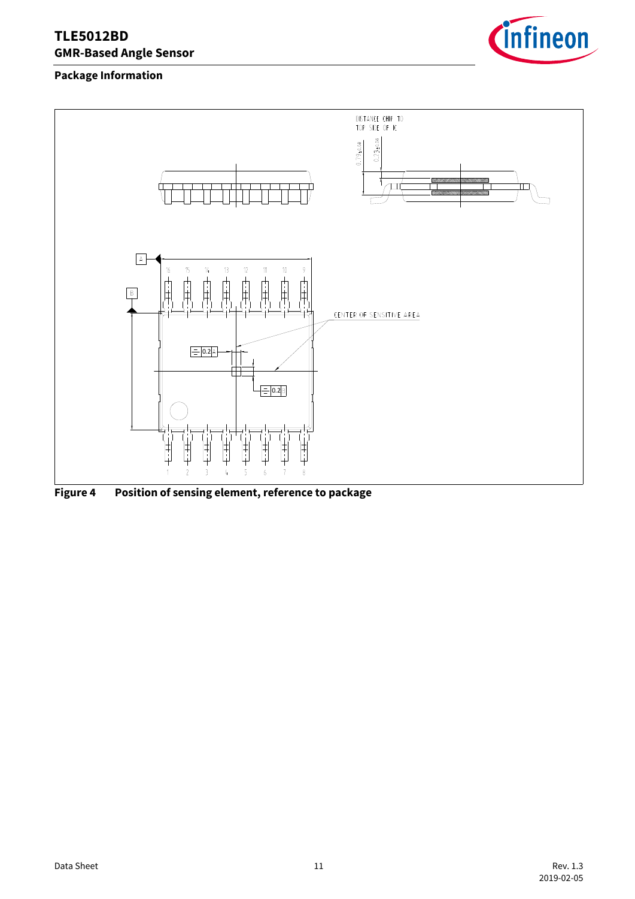## Package Information

Figure 4 Position of sensing element, reference to package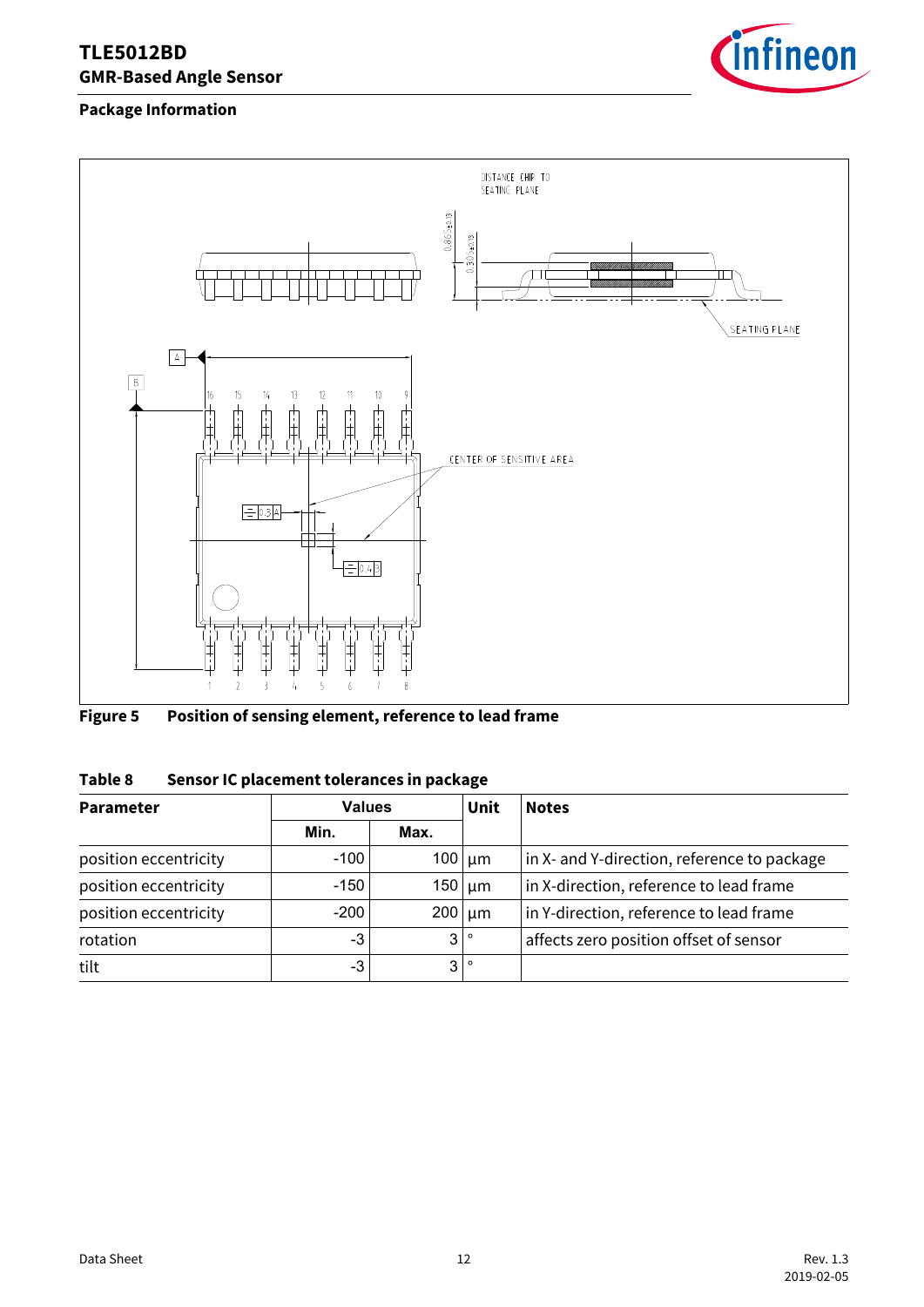## Package Information

Figure 5 Position of sensing element, reference to lead frame

Table 8 Sensor IC placement tolerances in package

| Parameter | Values | | Unit | Notes |
|---|---|---|---|---|
| | Min. | Max. | | |
| position eccentricity | -100 | 100 | µm | in X- and Y-direction, reference to package |
| position eccentricity | -150 | 150 | µm | in X-direction, reference to lead frame |
| position eccentricity | -200 | 200 | µm | in Y-direction, reference to lead frame |
| rotation | -3 | 3 | ° | affects zero position offset of sensor |
| tilt | -3 | 3 | ° | |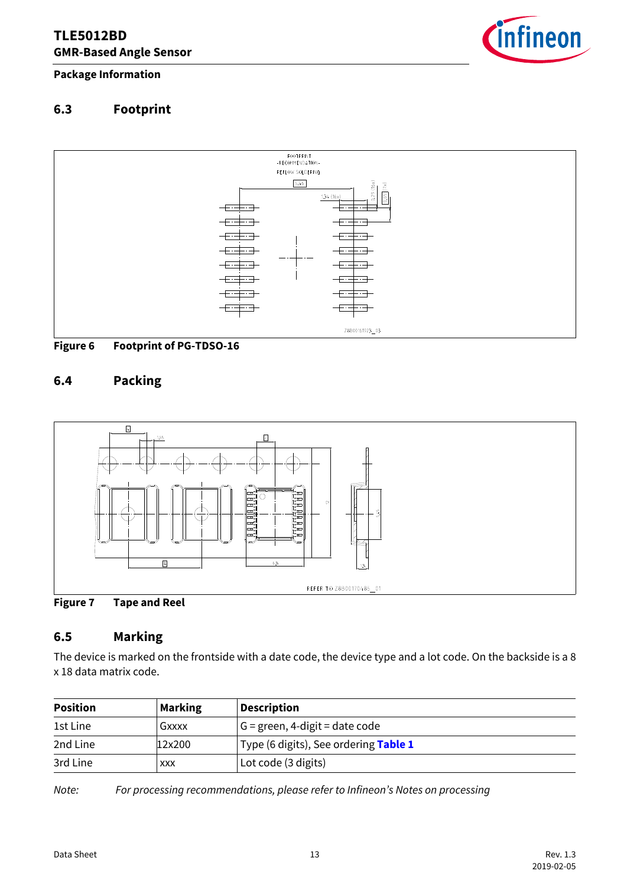## 6.3 Footprint

Figure 6 Footprint of PG-TDSO-16

## 6.4 Packing

Figure 7 Tape and Reel

## 6.5 Marking

The device is marked on the frontside with a date code, the device type and a lot code. On the backside is a 8 x 18 data matrix code.

| Position | Marking | Description |
|---|---|---|
| 1st Line | Gxxxx | G = green, 4-digit = date code |
| 2nd Line | 12x200 | Type (6 digits), See ordering **Table 1** |
| 3rd Line | xxx | Lot code (3 digits) |

*Note: For processing recommendations, please refer to Infineon's Notes on processing*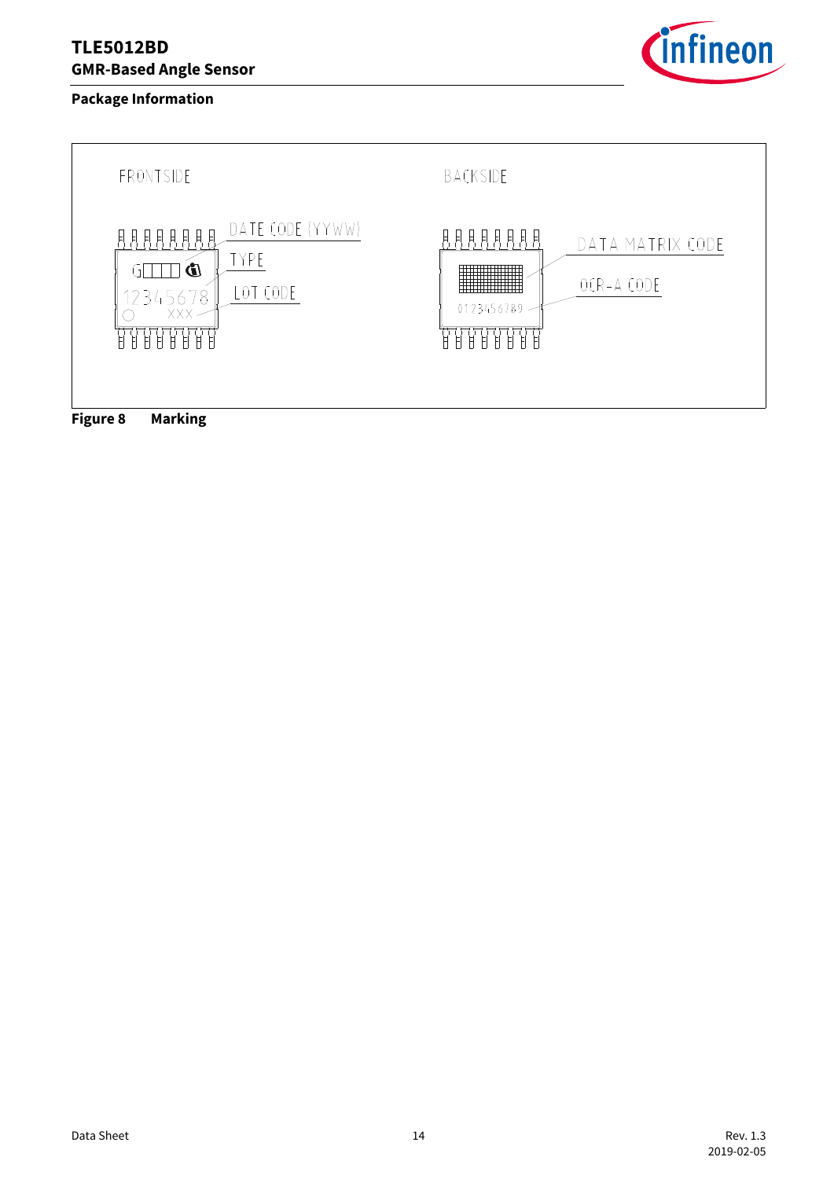## Package Information

FRONTSIDE

DATE CODE (YYWW)

TYPE

LOT CODE

BACKSIDE

DATA MATRIX CODE

OCR-A CODE

**Figure 8 Marking**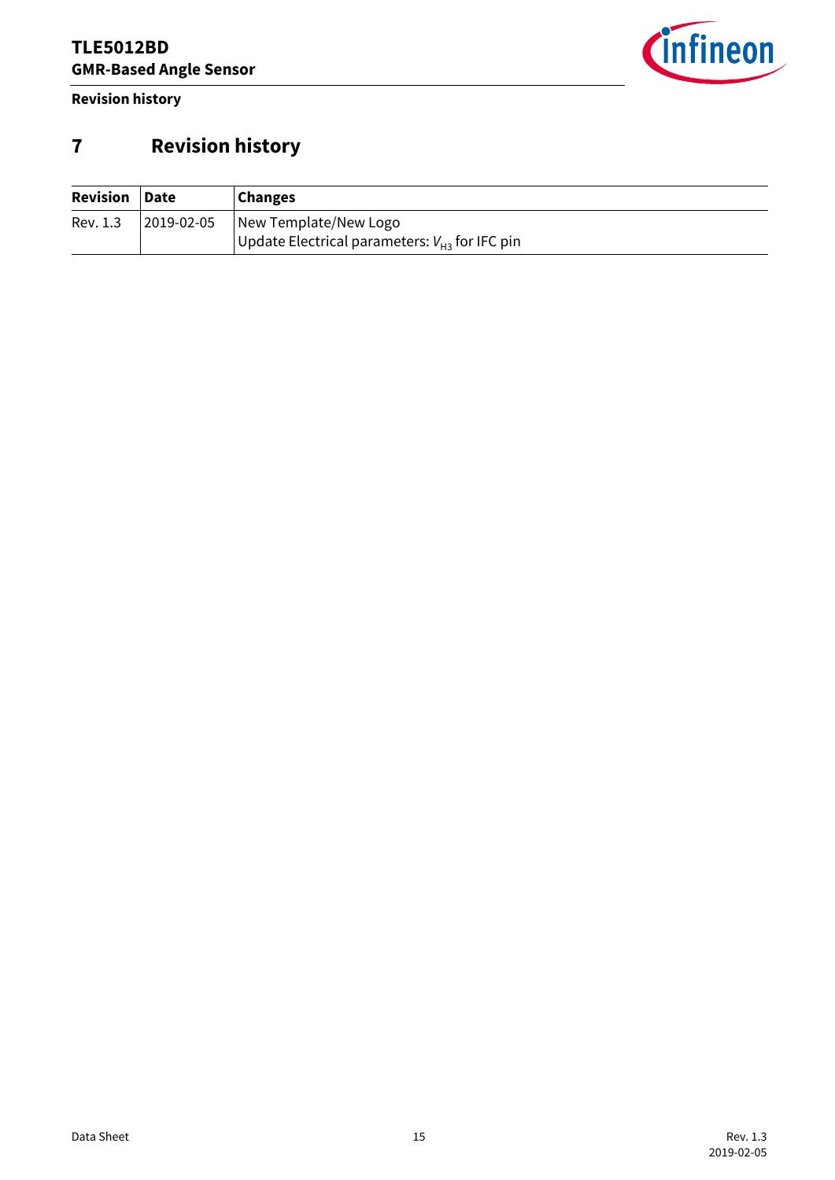# 7 Revision history

| Revision | Date | Changes |
|---|---|---|
| Rev. 1.3 | 2019-02-05 | New Template/New Logo<br>Update Electrical parameters: $V_{H3}$ for IFC pin |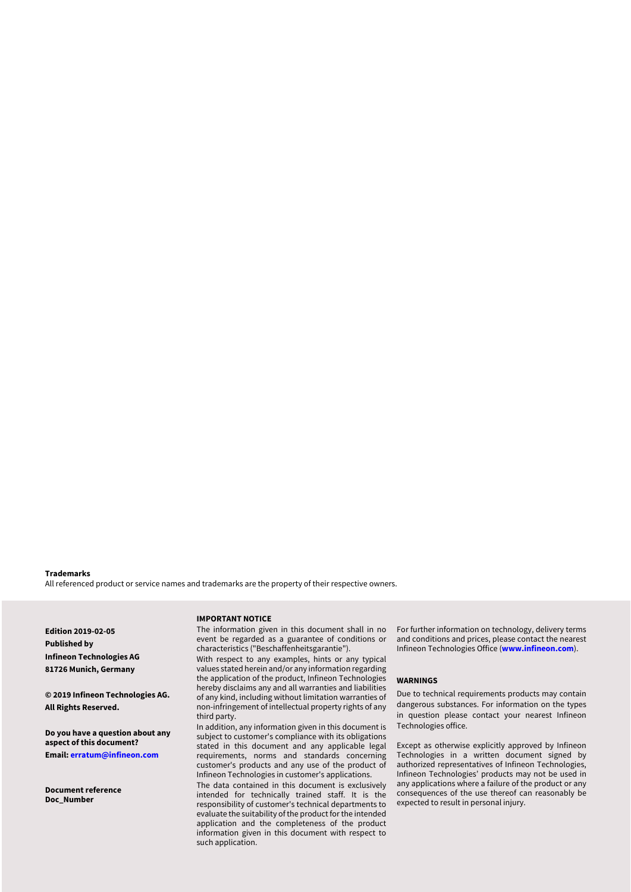**Trademarks**

All referenced product or service names and trademarks are the property of their respective owners.

**Edition 2019-02-05**

**Published by**

**Infineon Technologies AG**

**81726 Munich, Germany**

**© 2019 Infineon Technologies AG.**

**All Rights Reserved.**

**Do you have a question about any aspect of this document?**

**Email: erratum@infineon.com**

**Document reference**
**Doc_Number**

**IMPORTANT NOTICE**

The information given in this document shall in no event be regarded as a guarantee of conditions or characteristics ("Beschaffenheitsgarantie").

With respect to any examples, hints or any typical values stated herein and/or any information regarding the application of the product, Infineon Technologies hereby disclaims any and all warranties and liabilities of any kind, including without limitation warranties of non-infringement of intellectual property rights of any third party.

In addition, any information given in this document is subject to customer's compliance with its obligations stated in this document and any applicable legal requirements, norms and standards concerning customer's products and any use of the product of Infineon Technologies in customer's applications.

The data contained in this document is exclusively intended for technically trained staff. It is the responsibility of customer's technical departments to evaluate the suitability of the product for the intended application and the completeness of the product information given in this document with respect to such application.

For further information on technology, delivery terms and conditions and prices, please contact the nearest Infineon Technologies Office (**www.infineon.com**).

**WARNINGS**

Due to technical requirements products may contain dangerous substances. For information on the types in question please contact your nearest Infineon Technologies office.

Except as otherwise explicitly approved by Infineon Technologies in a written document signed by authorized representatives of Infineon Technologies, Infineon Technologies' products may not be used in any applications where a failure of the product or any consequences of the use thereof can reasonably be expected to result in personal injury.